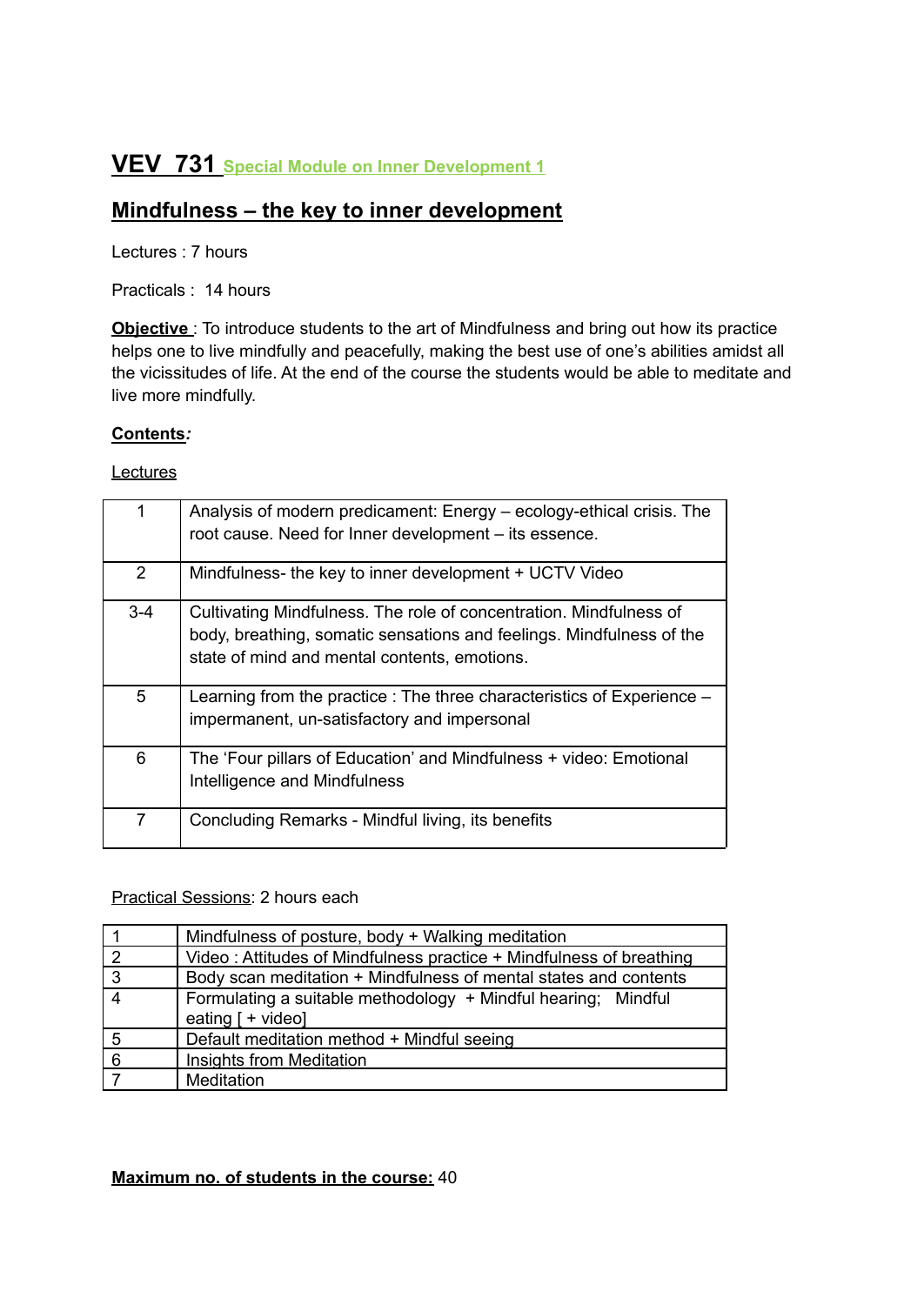# VEV 731 Special Module on Inner Development 1

## Mindfulness – the key to inner development

Lectures : 7 hours

Practicals : 14 hours

**Objective** : To introduce students to the art of Mindfulness and bring out how its practice helps one to live mindfully and peacefully, making the best use of one's abilities amidst all the vicissitudes of life. At the end of the course the students would be able to meditate and live more mindfully.

**Contents**:

Lectures

| | |
|---|---|
| 1 | Analysis of modern predicament: Energy – ecology-ethical crisis. The root cause. Need for Inner development – its essence. |
| 2 | Mindfulness- the key to inner development + UCTV Video |
| 3-4 | Cultivating Mindfulness. The role of concentration. Mindfulness of body, breathing, somatic sensations and feelings. Mindfulness of the state of mind and mental contents, emotions. |
| 5 | Learning from the practice : The three characteristics of Experience – impermanent, un-satisfactory and impersonal |
| 6 | The 'Four pillars of Education' and Mindfulness + video: Emotional Intelligence and Mindfulness |
| 7 | Concluding Remarks - Mindful living, its benefits |

Practical Sessions: 2 hours each

| | |
|---|---|
| 1 | Mindfulness of posture, body + Walking meditation |
| 2 | Video : Attitudes of Mindfulness practice + Mindfulness of breathing |
| 3 | Body scan meditation + Mindfulness of mental states and contents |
| 4 | Formulating a suitable methodology + Mindful hearing; Mindful eating [ + video] |
| 5 | Default meditation method + Mindful seeing |
| 6 | Insights from Meditation |
| 7 | Meditation |

**Maximum no. of students in the course:** 40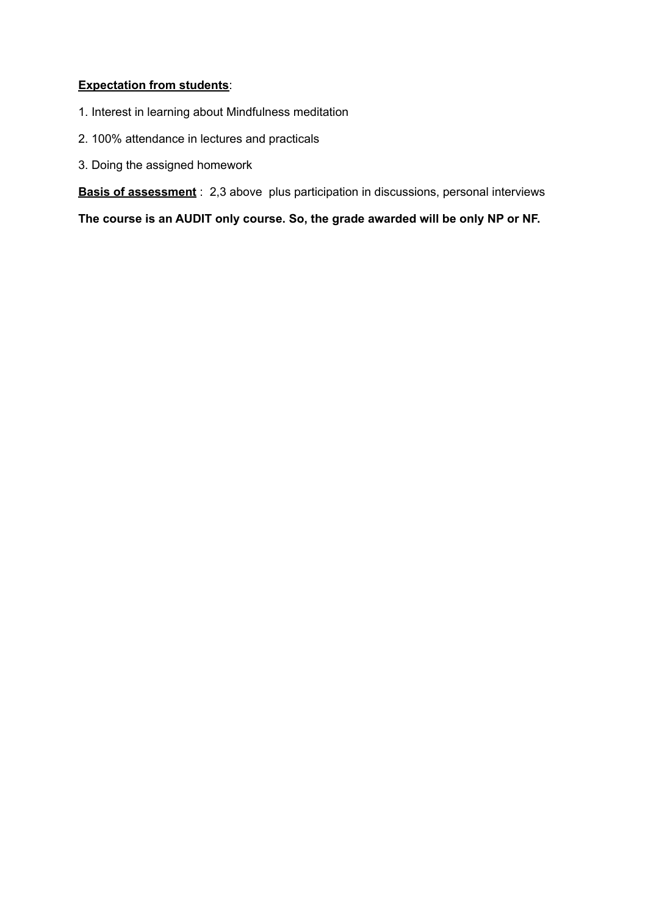**<u>Expectation from students</u>**:

1. Interest in learning about Mindfulness meditation

2. 100% attendance in lectures and practicals

3. Doing the assigned homework

**<u>Basis of assessment</u>** : 2,3 above plus participation in discussions, personal interviews

**The course is an AUDIT only course. So, the grade awarded will be only NP or NF.**